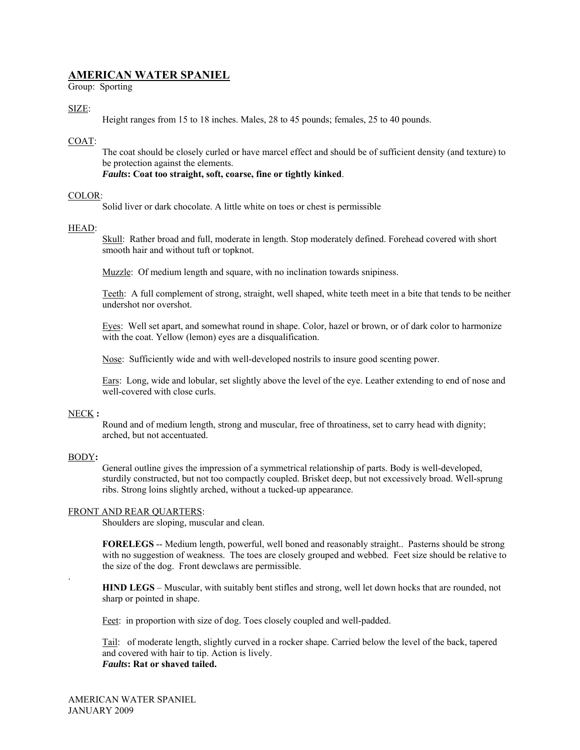# AMERICAN WATER SPANIEL

Group: Sporting

## SIZE:

Height ranges from 15 to 18 inches. Males, 28 to 45 pounds; females, 25 to 40 pounds.

## COAT:

The coat should be closely curled or have marcel effect and should be of sufficient density (and texture) to be protection against the elements.

***Faults*: Coat too straight, soft, coarse, fine or tightly kinked**.

## COLOR:

Solid liver or dark chocolate. A little white on toes or chest is permissible

## HEAD:

Skull: Rather broad and full, moderate in length. Stop moderately defined. Forehead covered with short smooth hair and without tuft or topknot.

Muzzle: Of medium length and square, with no inclination towards snipiness.

Teeth: A full complement of strong, straight, well shaped, white teeth meet in a bite that tends to be neither undershot nor overshot.

Eyes: Well set apart, and somewhat round in shape. Color, hazel or brown, or of dark color to harmonize with the coat. Yellow (lemon) eyes are a disqualification.

Nose: Sufficiently wide and with well-developed nostrils to insure good scenting power.

Ears: Long, wide and lobular, set slightly above the level of the eye. Leather extending to end of nose and well-covered with close curls.

## NECK :

Round and of medium length, strong and muscular, free of throatiness, set to carry head with dignity; arched, but not accentuated.

## BODY:

General outline gives the impression of a symmetrical relationship of parts. Body is well-developed, sturdily constructed, but not too compactly coupled. Brisket deep, but not excessively broad. Well-sprung ribs. Strong loins slightly arched, without a tucked-up appearance.

## FRONT AND REAR QUARTERS:

Shoulders are sloping, muscular and clean.

**FORELEGS** -- Medium length, powerful, well boned and reasonably straight.. Pasterns should be strong with no suggestion of weakness. The toes are closely grouped and webbed. Feet size should be relative to the size of the dog. Front dewclaws are permissible.

.

**HIND LEGS** – Muscular, with suitably bent stifles and strong, well let down hocks that are rounded, not sharp or pointed in shape.

Feet: in proportion with size of dog. Toes closely coupled and well-padded.

Tail: of moderate length, slightly curved in a rocker shape. Carried below the level of the back, tapered and covered with hair to tip. Action is lively.

***Faults*: Rat or shaved tailed.**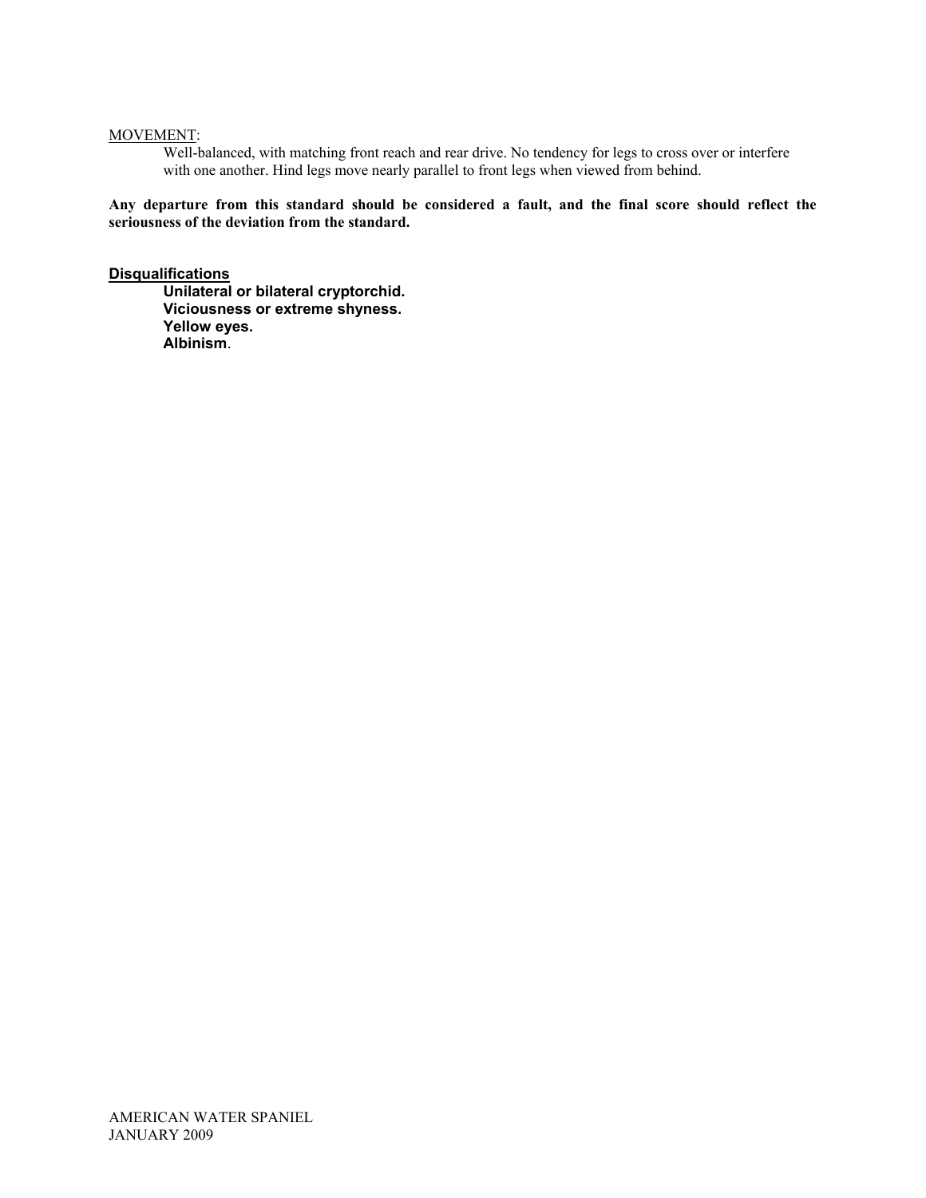MOVEMENT:

Well-balanced, with matching front reach and rear drive. No tendency for legs to cross over or interfere with one another. Hind legs move nearly parallel to front legs when viewed from behind.

**Any departure from this standard should be considered a fault, and the final score should reflect the seriousness of the deviation from the standard.**

**Disqualifications**

**Unilateral or bilateral cryptorchid.**
**Viciousness or extreme shyness.**
**Yellow eyes.**
**Albinism**.

AMERICAN WATER SPANIEL
JANUARY 2009